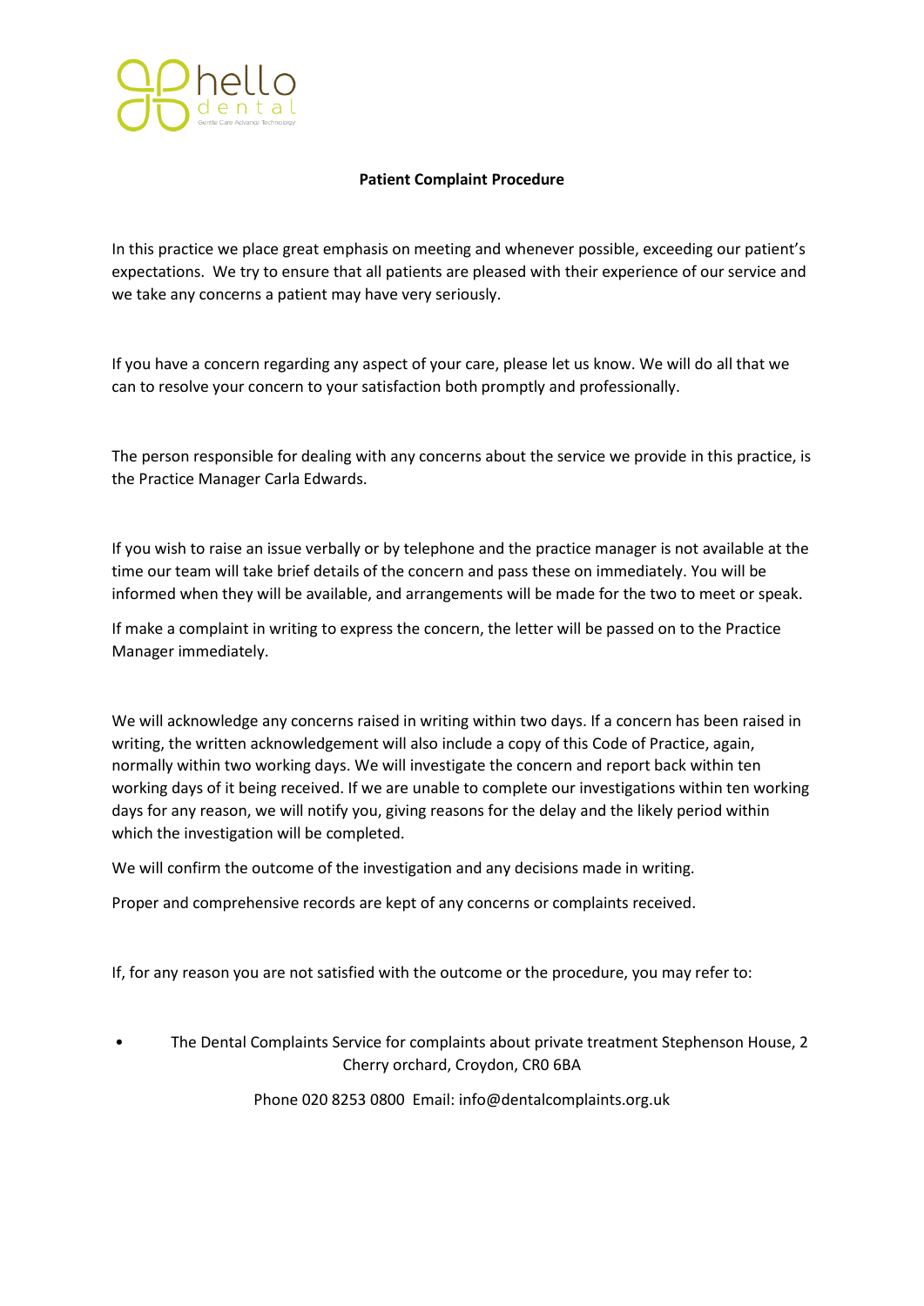hello dental

Gentle Care Advance Technology

**Patient Complaint Procedure**

In this practice we place great emphasis on meeting and whenever possible, exceeding our patient's expectations. We try to ensure that all patients are pleased with their experience of our service and we take any concerns a patient may have very seriously.

If you have a concern regarding any aspect of your care, please let us know. We will do all that we can to resolve your concern to your satisfaction both promptly and professionally.

The person responsible for dealing with any concerns about the service we provide in this practice, is the Practice Manager Carla Edwards.

If you wish to raise an issue verbally or by telephone and the practice manager is not available at the time our team will take brief details of the concern and pass these on immediately. You will be informed when they will be available, and arrangements will be made for the two to meet or speak.

If make a complaint in writing to express the concern, the letter will be passed on to the Practice Manager immediately.

We will acknowledge any concerns raised in writing within two days. If a concern has been raised in writing, the written acknowledgement will also include a copy of this Code of Practice, again, normally within two working days. We will investigate the concern and report back within ten working days of it being received. If we are unable to complete our investigations within ten working days for any reason, we will notify you, giving reasons for the delay and the likely period within which the investigation will be completed.

We will confirm the outcome of the investigation and any decisions made in writing.

Proper and comprehensive records are kept of any concerns or complaints received.

If, for any reason you are not satisfied with the outcome or the procedure, you may refer to:

- The Dental Complaints Service for complaints about private treatment Stephenson House, 2 Cherry orchard, Croydon, CR0 6BA

  Phone 020 8253 0800 Email: info@dentalcomplaints.org.uk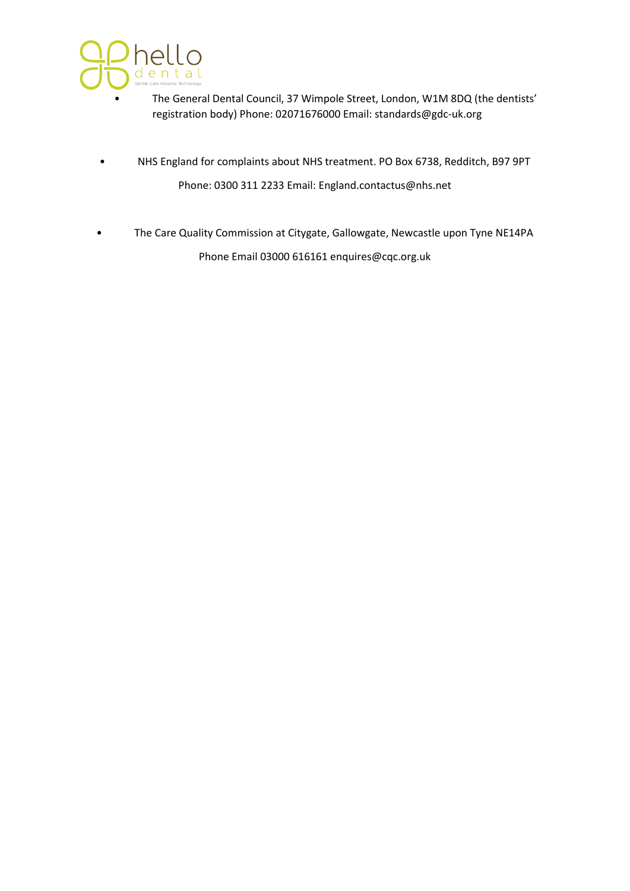- The General Dental Council, 37 Wimpole Street, London, W1M 8DQ (the dentists' registration body) Phone: 02071676000 Email: standards@gdc-uk.org

- NHS England for complaints about NHS treatment. PO Box 6738, Redditch, B97 9PT

  Phone: 0300 311 2233 Email: England.contactus@nhs.net

- The Care Quality Commission at Citygate, Gallowgate, Newcastle upon Tyne NE14PA

  Phone Email 03000 616161 enquires@cqc.org.uk